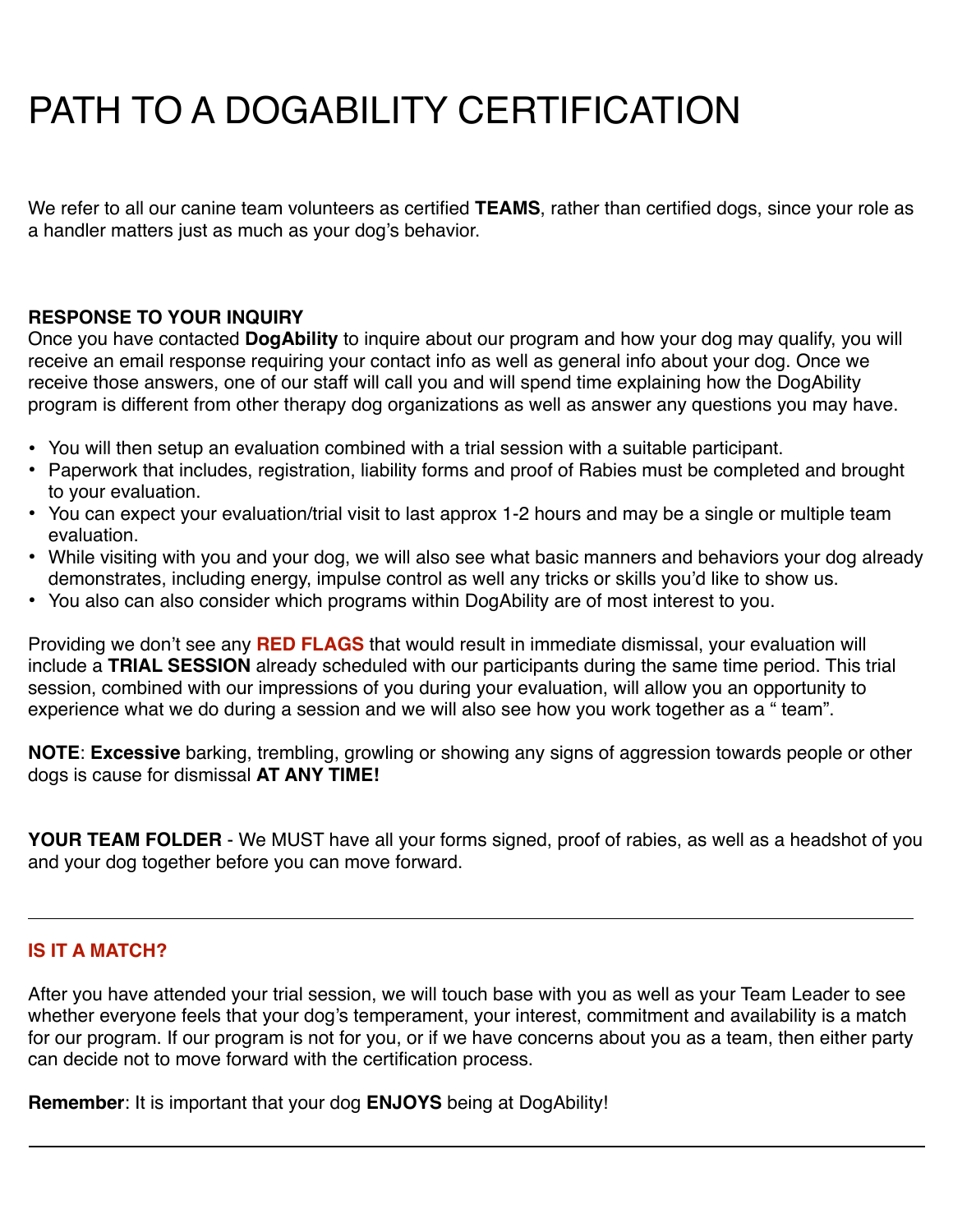# PATH TO A DOGABILITY CERTIFICATION

We refer to all our canine team volunteers as certified **TEAMS**, rather than certified dogs, since your role as a handler matters just as much as your dog's behavior.

**RESPONSE TO YOUR INQUIRY**

Once you have contacted **DogAbility** to inquire about our program and how your dog may qualify, you will receive an email response requiring your contact info as well as general info about your dog. Once we receive those answers, one of our staff will call you and will spend time explaining how the DogAbility program is different from other therapy dog organizations as well as answer any questions you may have.

- You will then setup an evaluation combined with a trial session with a suitable participant.
- Paperwork that includes, registration, liability forms and proof of Rabies must be completed and brought to your evaluation.
- You can expect your evaluation/trial visit to last approx 1-2 hours and may be a single or multiple team evaluation.
- While visiting with you and your dog, we will also see what basic manners and behaviors your dog already demonstrates, including energy, impulse control as well any tricks or skills you'd like to show us.
- You also can also consider which programs within DogAbility are of most interest to you.

Providing we don't see any **RED FLAGS** that would result in immediate dismissal, your evaluation will include a **TRIAL SESSION** already scheduled with our participants during the same time period. This trial session, combined with our impressions of you during your evaluation, will allow you an opportunity to experience what we do during a session and we will also see how you work together as a " team".

**NOTE**: **Excessive** barking, trembling, growling or showing any signs of aggression towards people or other dogs is cause for dismissal **AT ANY TIME!**

**YOUR TEAM FOLDER** - We MUST have all your forms signed, proof of rabies, as well as a headshot of you and your dog together before you can move forward.

---

**IS IT A MATCH?**

After you have attended your trial session, we will touch base with you as well as your Team Leader to see whether everyone feels that your dog's temperament, your interest, commitment and availability is a match for our program. If our program is not for you, or if we have concerns about you as a team, then either party can decide not to move forward with the certification process.

**Remember**: It is important that your dog **ENJOYS** being at DogAbility!

---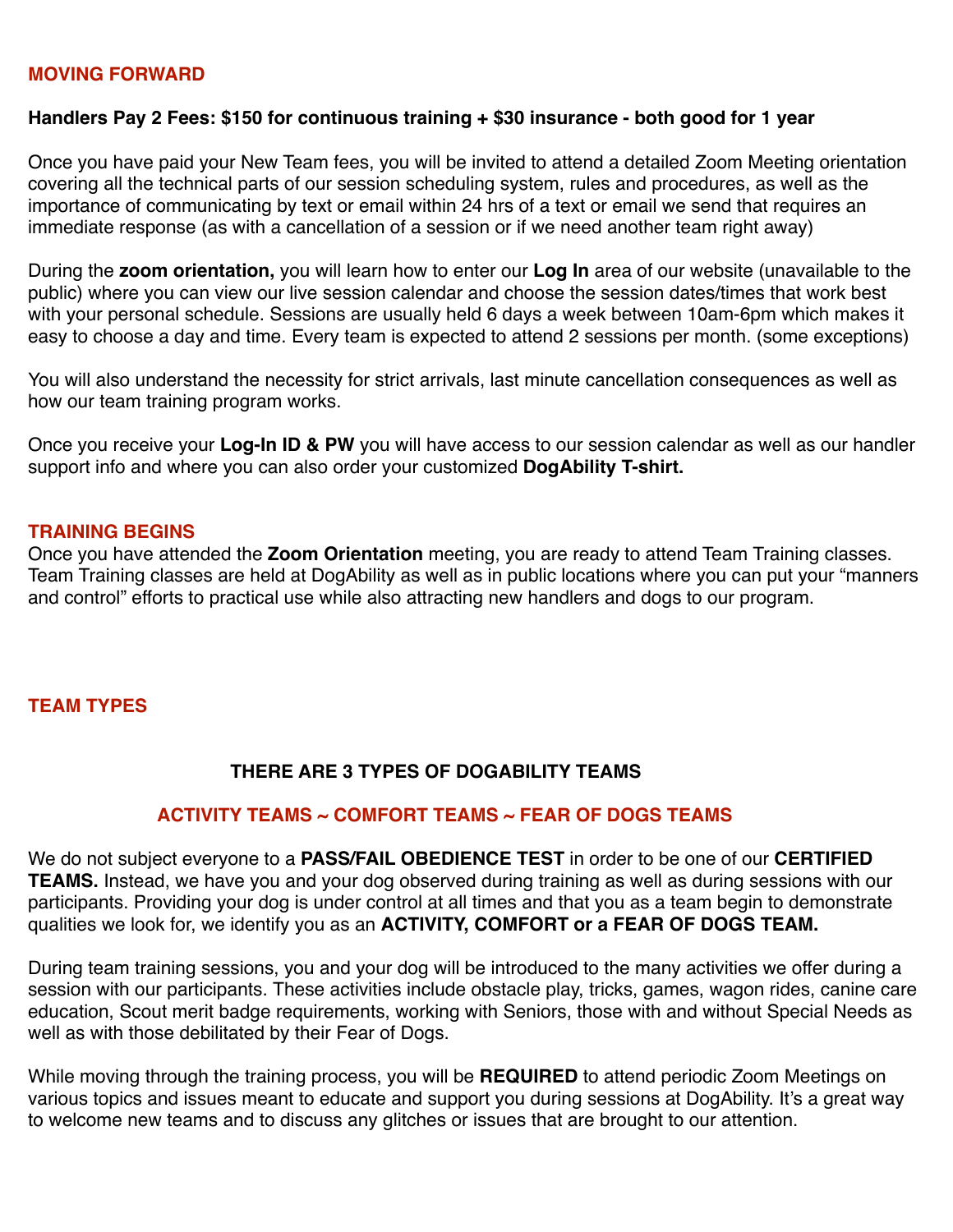## MOVING FORWARD

**Handlers Pay 2 Fees: $150 for continuous training + $30 insurance - both good for 1 year**

Once you have paid your New Team fees, you will be invited to attend a detailed Zoom Meeting orientation covering all the technical parts of our session scheduling system, rules and procedures, as well as the importance of communicating by text or email within 24 hrs of a text or email we send that requires an immediate response (as with a cancellation of a session or if we need another team right away)

During the **zoom orientation,** you will learn how to enter our **Log In** area of our website (unavailable to the public) where you can view our live session calendar and choose the session dates/times that work best with your personal schedule. Sessions are usually held 6 days a week between 10am-6pm which makes it easy to choose a day and time. Every team is expected to attend 2 sessions per month. (some exceptions)

You will also understand the necessity for strict arrivals, last minute cancellation consequences as well as how our team training program works.

Once you receive your **Log-In ID & PW** you will have access to our session calendar as well as our handler support info and where you can also order your customized **DogAbility T-shirt.**

## TRAINING BEGINS

Once you have attended the **Zoom Orientation** meeting, you are ready to attend Team Training classes. Team Training classes are held at DogAbility as well as in public locations where you can put your "manners and control" efforts to practical use while also attracting new handlers and dogs to our program.

## TEAM TYPES

**THERE ARE 3 TYPES OF DOGABILITY TEAMS**

**ACTIVITY TEAMS ~ COMFORT TEAMS ~ FEAR OF DOGS TEAMS**

We do not subject everyone to a **PASS/FAIL OBEDIENCE TEST** in order to be one of our **CERTIFIED TEAMS.** Instead, we have you and your dog observed during training as well as during sessions with our participants. Providing your dog is under control at all times and that you as a team begin to demonstrate qualities we look for, we identify you as an **ACTIVITY, COMFORT or a FEAR OF DOGS TEAM.**

During team training sessions, you and your dog will be introduced to the many activities we offer during a session with our participants. These activities include obstacle play, tricks, games, wagon rides, canine care education, Scout merit badge requirements, working with Seniors, those with and without Special Needs as well as with those debilitated by their Fear of Dogs.

While moving through the training process, you will be **REQUIRED** to attend periodic Zoom Meetings on various topics and issues meant to educate and support you during sessions at DogAbility. It's a great way to welcome new teams and to discuss any glitches or issues that are brought to our attention.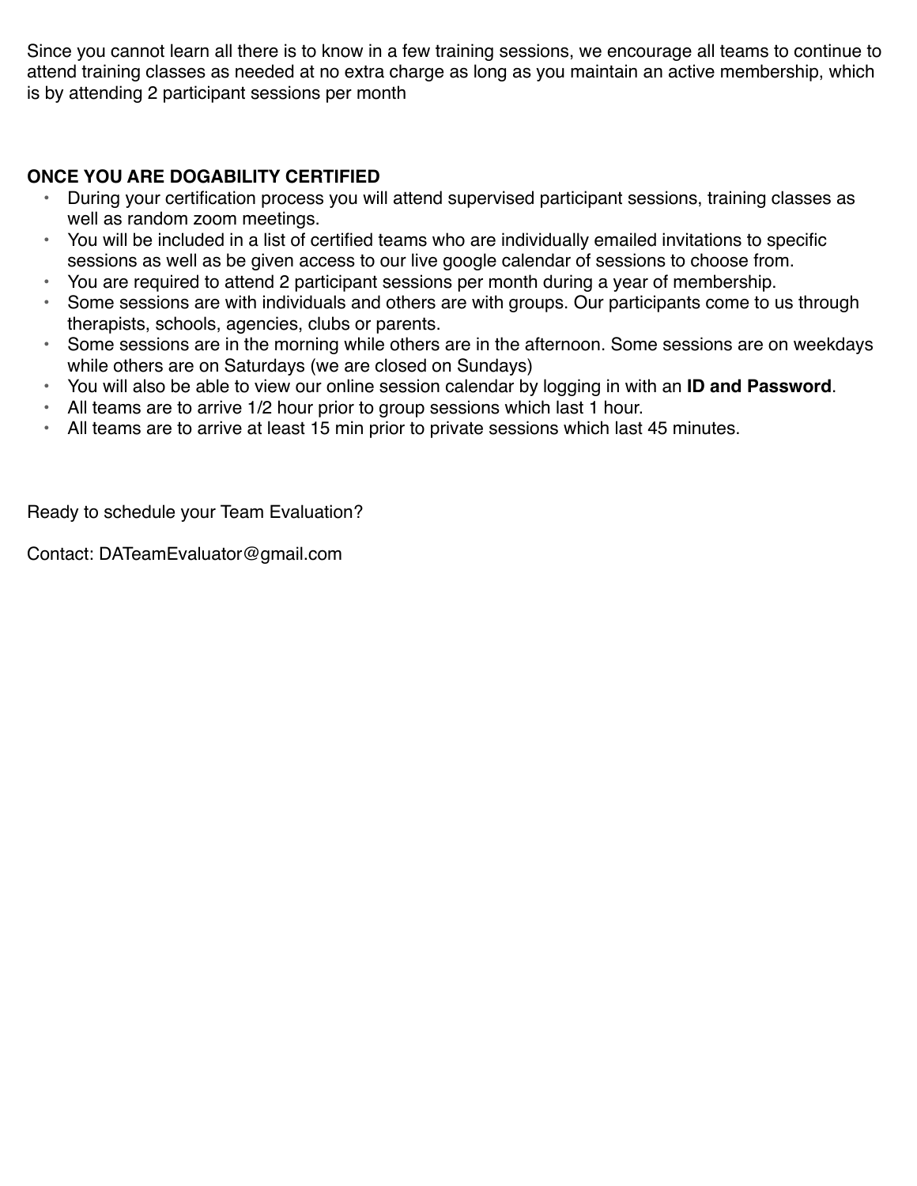Since you cannot learn all there is to know in a few training sessions, we encourage all teams to continue to attend training classes as needed at no extra charge as long as you maintain an active membership, which is by attending 2 participant sessions per month

**ONCE YOU ARE DOGABILITY CERTIFIED**

- During your certification process you will attend supervised participant sessions, training classes as well as random zoom meetings.
- You will be included in a list of certified teams who are individually emailed invitations to specific sessions as well as be given access to our live google calendar of sessions to choose from.
- You are required to attend 2 participant sessions per month during a year of membership.
- Some sessions are with individuals and others are with groups. Our participants come to us through therapists, schools, agencies, clubs or parents.
- Some sessions are in the morning while others are in the afternoon. Some sessions are on weekdays while others are on Saturdays (we are closed on Sundays)
- You will also be able to view our online session calendar by logging in with an **ID and Password**.
- All teams are to arrive 1/2 hour prior to group sessions which last 1 hour.
- All teams are to arrive at least 15 min prior to private sessions which last 45 minutes.

Ready to schedule your Team Evaluation?

Contact: DATeamEvaluator@gmail.com